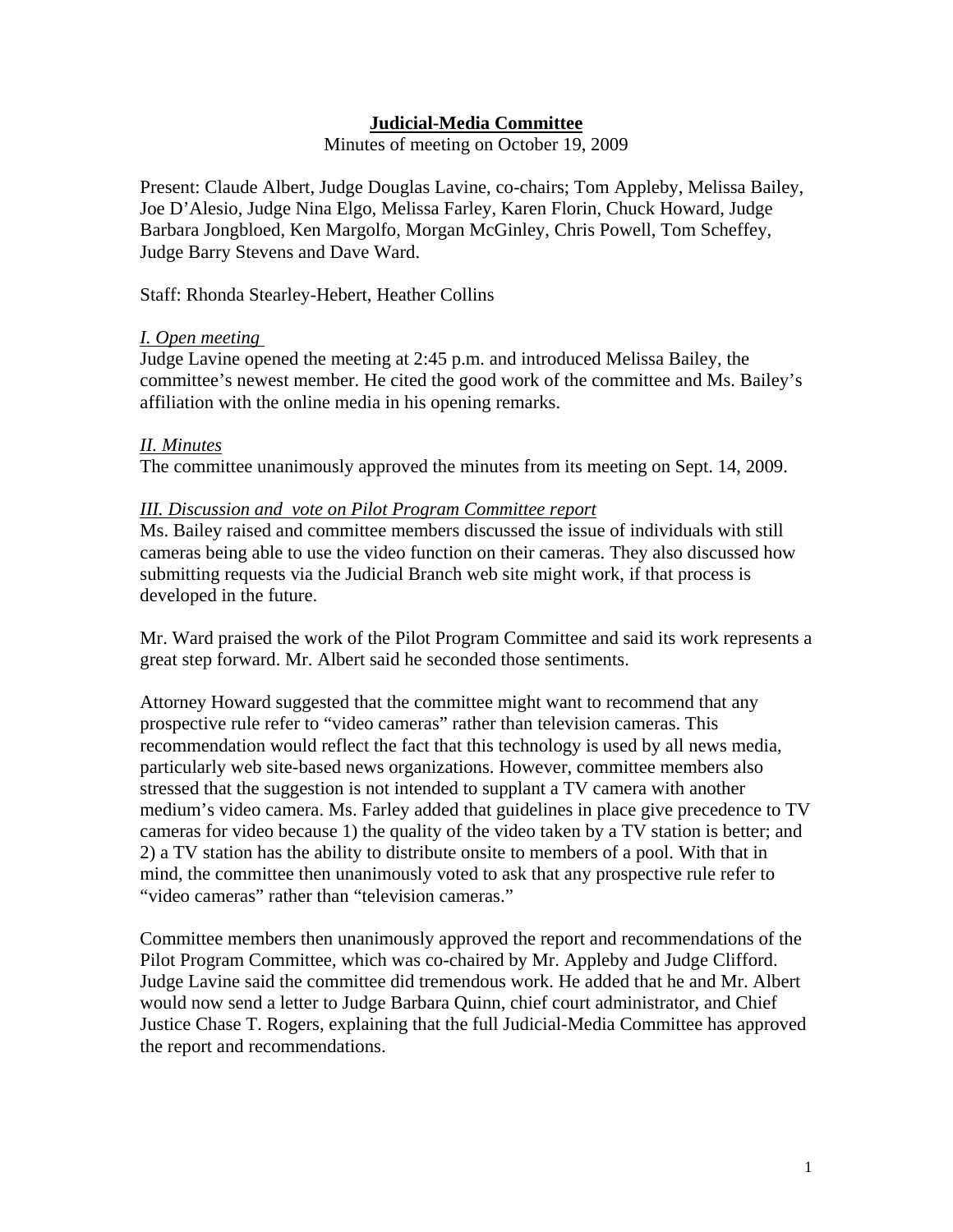# Judicial-Media Committee

Minutes of meeting on October 19, 2009

Present: Claude Albert, Judge Douglas Lavine, co-chairs; Tom Appleby, Melissa Bailey, Joe D'Alesio, Judge Nina Elgo, Melissa Farley, Karen Florin, Chuck Howard, Judge Barbara Jongbloed, Ken Margolfo, Morgan McGinley, Chris Powell, Tom Scheffey, Judge Barry Stevens and Dave Ward.

Staff: Rhonda Stearley-Hebert, Heather Collins

*I. Open meeting*

Judge Lavine opened the meeting at 2:45 p.m. and introduced Melissa Bailey, the committee's newest member. He cited the good work of the committee and Ms. Bailey's affiliation with the online media in his opening remarks.

*II. Minutes*

The committee unanimously approved the minutes from its meeting on Sept. 14, 2009.

*III. Discussion and vote on Pilot Program Committee report*

Ms. Bailey raised and committee members discussed the issue of individuals with still cameras being able to use the video function on their cameras. They also discussed how submitting requests via the Judicial Branch web site might work, if that process is developed in the future.

Mr. Ward praised the work of the Pilot Program Committee and said its work represents a great step forward. Mr. Albert said he seconded those sentiments.

Attorney Howard suggested that the committee might want to recommend that any prospective rule refer to "video cameras" rather than television cameras. This recommendation would reflect the fact that this technology is used by all news media, particularly web site-based news organizations. However, committee members also stressed that the suggestion is not intended to supplant a TV camera with another medium's video camera. Ms. Farley added that guidelines in place give precedence to TV cameras for video because 1) the quality of the video taken by a TV station is better; and 2) a TV station has the ability to distribute onsite to members of a pool. With that in mind, the committee then unanimously voted to ask that any prospective rule refer to "video cameras" rather than "television cameras."

Committee members then unanimously approved the report and recommendations of the Pilot Program Committee, which was co-chaired by Mr. Appleby and Judge Clifford. Judge Lavine said the committee did tremendous work. He added that he and Mr. Albert would now send a letter to Judge Barbara Quinn, chief court administrator, and Chief Justice Chase T. Rogers, explaining that the full Judicial-Media Committee has approved the report and recommendations.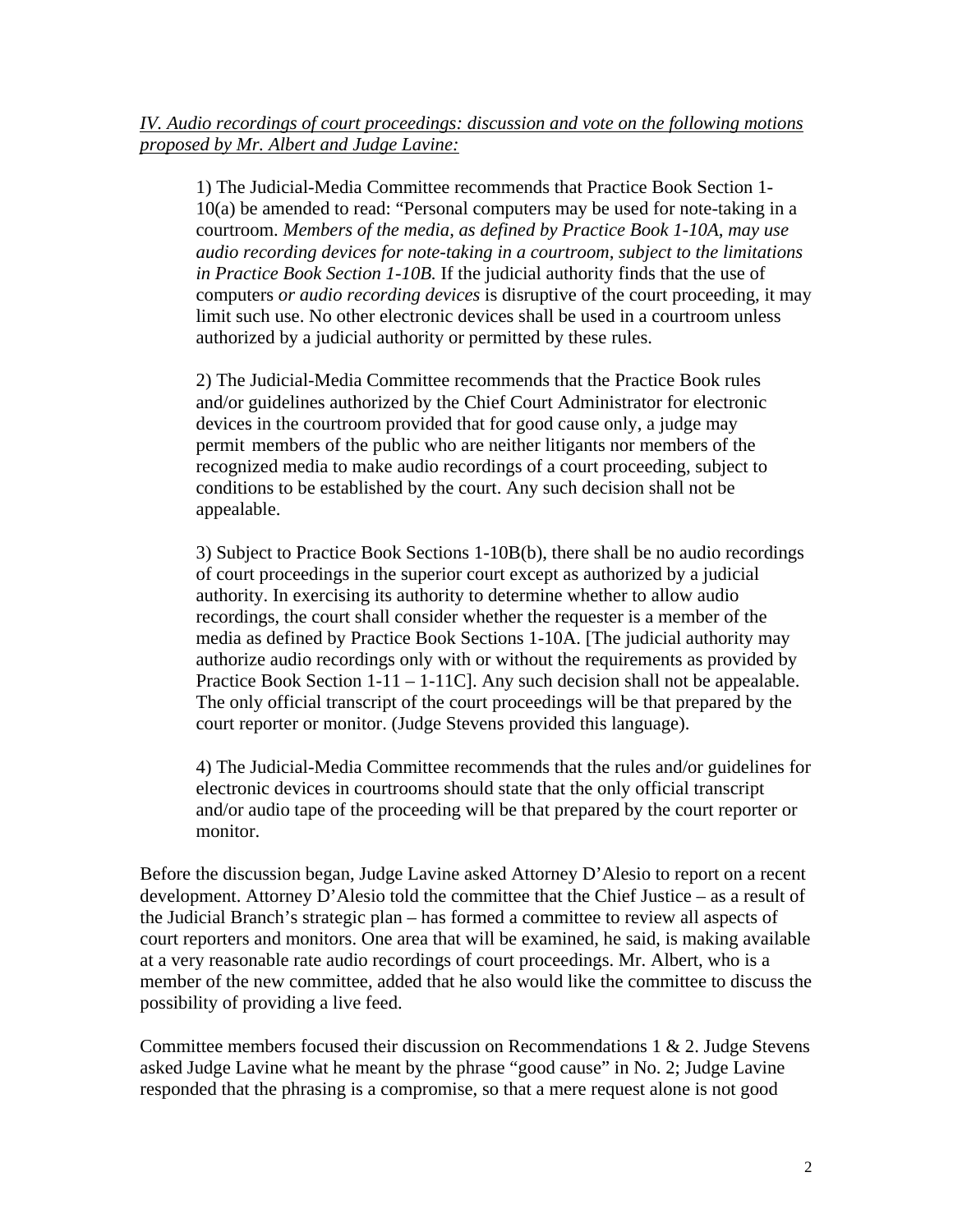*IV. Audio recordings of court proceedings: discussion and vote on the following motions proposed by Mr. Albert and Judge Lavine:*

> 1) The Judicial-Media Committee recommends that Practice Book Section 1-10(a) be amended to read: "Personal computers may be used for note-taking in a courtroom. *Members of the media, as defined by Practice Book 1-10A, may use audio recording devices for note-taking in a courtroom, subject to the limitations in Practice Book Section 1-10B.* If the judicial authority finds that the use of computers *or audio recording devices* is disruptive of the court proceeding, it may limit such use. No other electronic devices shall be used in a courtroom unless authorized by a judicial authority or permitted by these rules.
>
> 2) The Judicial-Media Committee recommends that the Practice Book rules and/or guidelines authorized by the Chief Court Administrator for electronic devices in the courtroom provided that for good cause only, a judge may permit members of the public who are neither litigants nor members of the recognized media to make audio recordings of a court proceeding, subject to conditions to be established by the court. Any such decision shall not be appealable.
>
> 3) Subject to Practice Book Sections 1-10B(b), there shall be no audio recordings of court proceedings in the superior court except as authorized by a judicial authority. In exercising its authority to determine whether to allow audio recordings, the court shall consider whether the requester is a member of the media as defined by Practice Book Sections 1-10A. [The judicial authority may authorize audio recordings only with or without the requirements as provided by Practice Book Section 1-11 – 1-11C]. Any such decision shall not be appealable. The only official transcript of the court proceedings will be that prepared by the court reporter or monitor. (Judge Stevens provided this language).
>
> 4) The Judicial-Media Committee recommends that the rules and/or guidelines for electronic devices in courtrooms should state that the only official transcript and/or audio tape of the proceeding will be that prepared by the court reporter or monitor.

Before the discussion began, Judge Lavine asked Attorney D'Alesio to report on a recent development. Attorney D'Alesio told the committee that the Chief Justice – as a result of the Judicial Branch's strategic plan – has formed a committee to review all aspects of court reporters and monitors. One area that will be examined, he said, is making available at a very reasonable rate audio recordings of court proceedings. Mr. Albert, who is a member of the new committee, added that he also would like the committee to discuss the possibility of providing a live feed.

Committee members focused their discussion on Recommendations 1 & 2. Judge Stevens asked Judge Lavine what he meant by the phrase "good cause" in No. 2; Judge Lavine responded that the phrasing is a compromise, so that a mere request alone is not good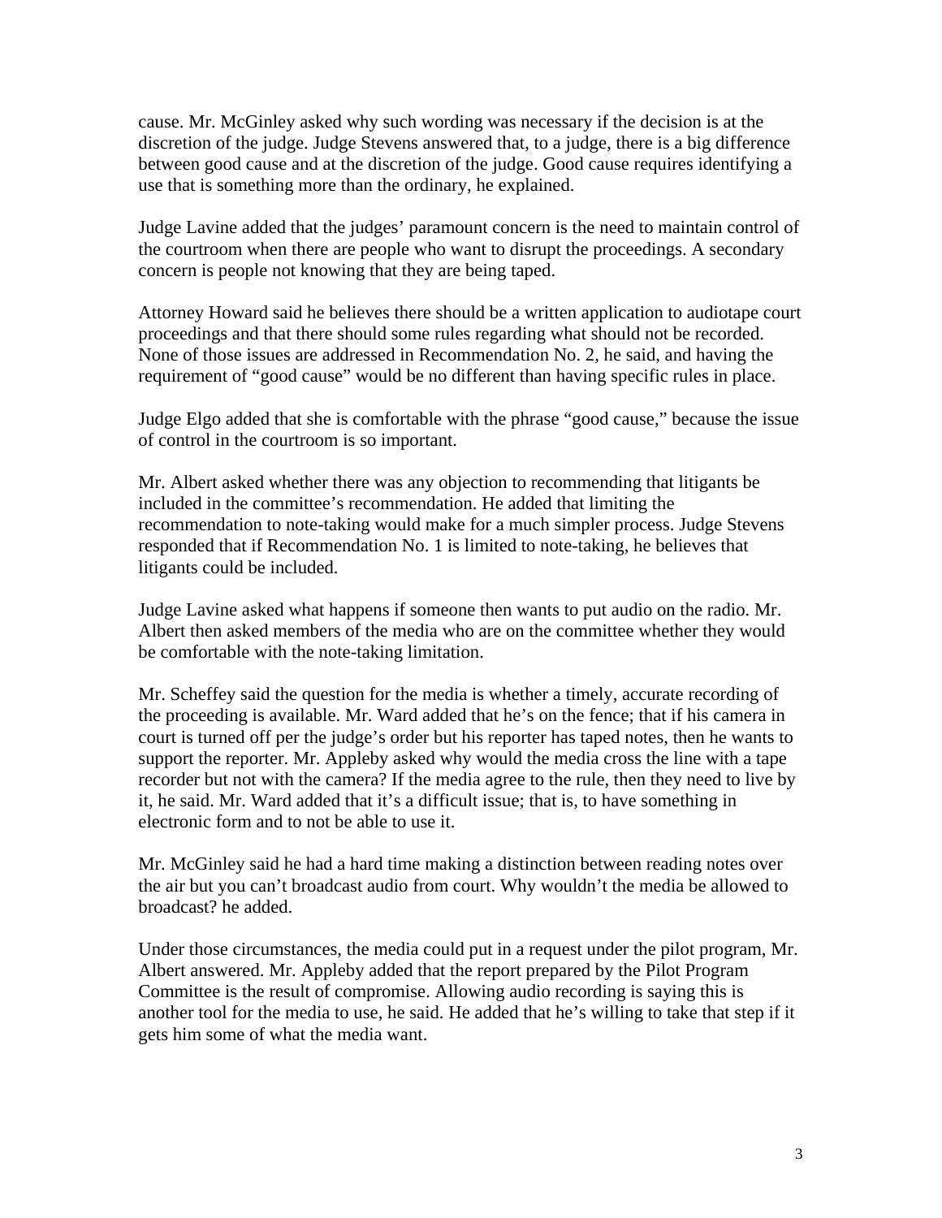cause. Mr. McGinley asked why such wording was necessary if the decision is at the discretion of the judge. Judge Stevens answered that, to a judge, there is a big difference between good cause and at the discretion of the judge. Good cause requires identifying a use that is something more than the ordinary, he explained.

Judge Lavine added that the judges' paramount concern is the need to maintain control of the courtroom when there are people who want to disrupt the proceedings. A secondary concern is people not knowing that they are being taped.

Attorney Howard said he believes there should be a written application to audiotape court proceedings and that there should some rules regarding what should not be recorded. None of those issues are addressed in Recommendation No. 2, he said, and having the requirement of "good cause" would be no different than having specific rules in place.

Judge Elgo added that she is comfortable with the phrase "good cause," because the issue of control in the courtroom is so important.

Mr. Albert asked whether there was any objection to recommending that litigants be included in the committee's recommendation. He added that limiting the recommendation to note-taking would make for a much simpler process. Judge Stevens responded that if Recommendation No. 1 is limited to note-taking, he believes that litigants could be included.

Judge Lavine asked what happens if someone then wants to put audio on the radio. Mr. Albert then asked members of the media who are on the committee whether they would be comfortable with the note-taking limitation.

Mr. Scheffey said the question for the media is whether a timely, accurate recording of the proceeding is available. Mr. Ward added that he's on the fence; that if his camera in court is turned off per the judge's order but his reporter has taped notes, then he wants to support the reporter. Mr. Appleby asked why would the media cross the line with a tape recorder but not with the camera? If the media agree to the rule, then they need to live by it, he said. Mr. Ward added that it's a difficult issue; that is, to have something in electronic form and to not be able to use it.

Mr. McGinley said he had a hard time making a distinction between reading notes over the air but you can't broadcast audio from court. Why wouldn't the media be allowed to broadcast? he added.

Under those circumstances, the media could put in a request under the pilot program, Mr. Albert answered. Mr. Appleby added that the report prepared by the Pilot Program Committee is the result of compromise. Allowing audio recording is saying this is another tool for the media to use, he said. He added that he's willing to take that step if it gets him some of what the media want.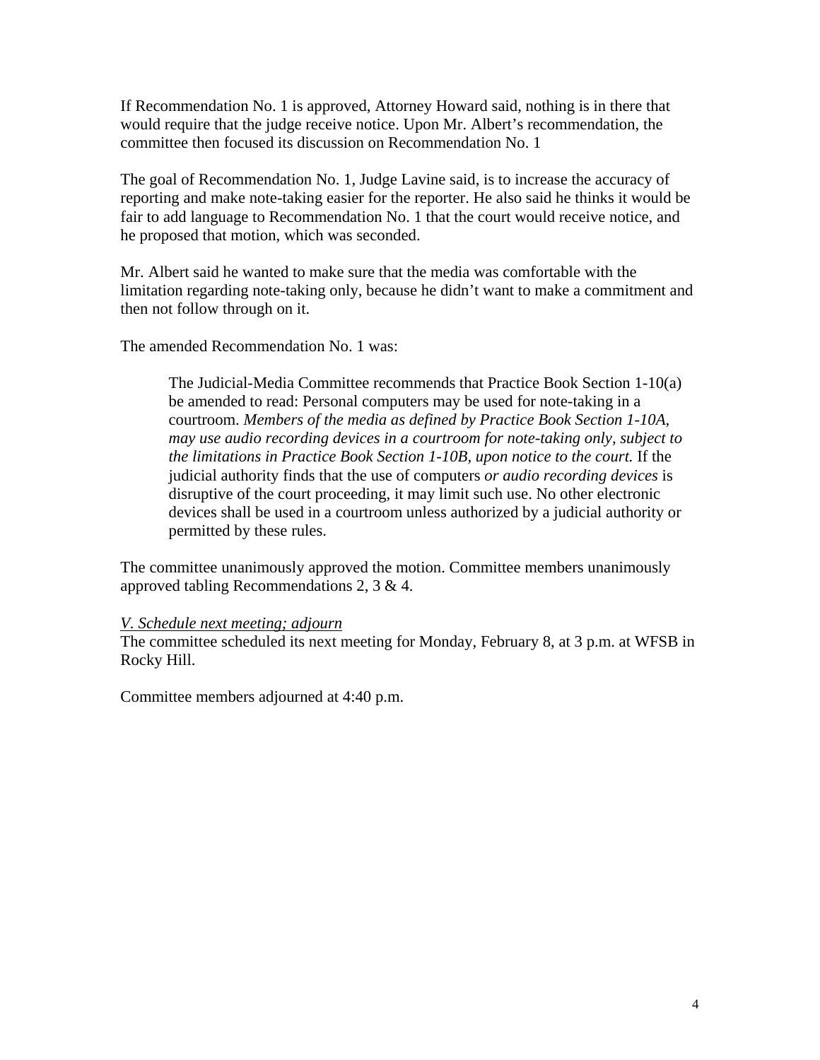If Recommendation No. 1 is approved, Attorney Howard said, nothing is in there that would require that the judge receive notice. Upon Mr. Albert's recommendation, the committee then focused its discussion on Recommendation No. 1

The goal of Recommendation No. 1, Judge Lavine said, is to increase the accuracy of reporting and make note-taking easier for the reporter. He also said he thinks it would be fair to add language to Recommendation No. 1 that the court would receive notice, and he proposed that motion, which was seconded.

Mr. Albert said he wanted to make sure that the media was comfortable with the limitation regarding note-taking only, because he didn't want to make a commitment and then not follow through on it.

The amended Recommendation No. 1 was:

> The Judicial-Media Committee recommends that Practice Book Section 1-10(a) be amended to read: Personal computers may be used for note-taking in a courtroom. *Members of the media as defined by Practice Book Section 1-10A, may use audio recording devices in a courtroom for note-taking only, subject to the limitations in Practice Book Section 1-10B, upon notice to the court.* If the judicial authority finds that the use of computers *or audio recording devices* is disruptive of the court proceeding, it may limit such use. No other electronic devices shall be used in a courtroom unless authorized by a judicial authority or permitted by these rules.

The committee unanimously approved the motion. Committee members unanimously approved tabling Recommendations 2, 3 & 4.

*<u>V. Schedule next meeting; adjourn</u>*

The committee scheduled its next meeting for Monday, February 8, at 3 p.m. at WFSB in Rocky Hill.

Committee members adjourned at 4:40 p.m.